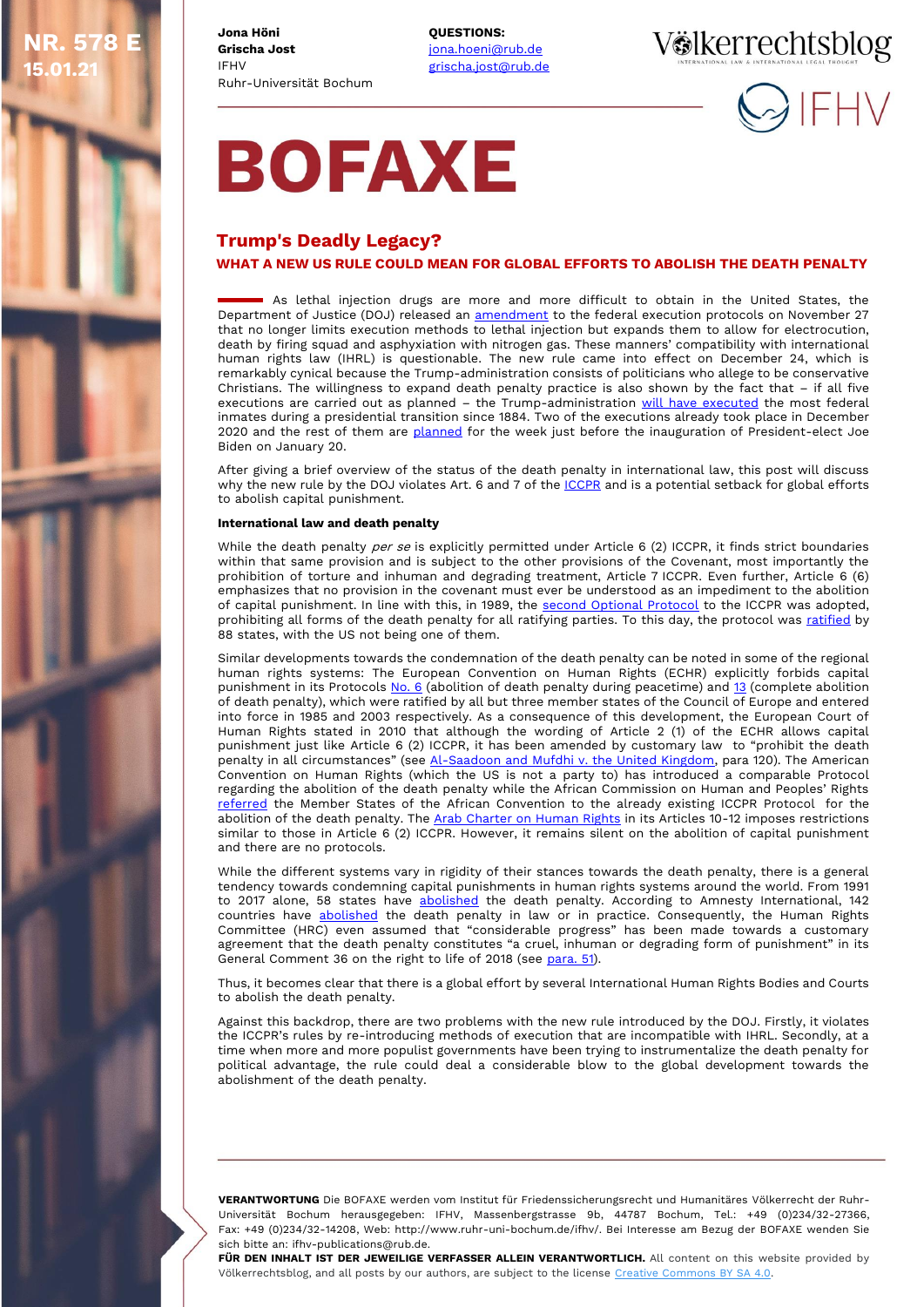NR. 578 E
15.01.21

**Jona Höni**
**Grischa Jost**
IFHV
Ruhr-Universität Bochum

**QUESTIONS:**
jona.hoeni@rub.de
grischa.jost@rub.de

# BOFAXE

## Trump's Deadly Legacy?

### WHAT A NEW US RULE COULD MEAN FOR GLOBAL EFFORTS TO ABOLISH THE DEATH PENALTY

As lethal injection drugs are more and more difficult to obtain in the United States, the Department of Justice (DOJ) released an amendment to the federal execution protocols on November 27 that no longer limits execution methods to lethal injection but expands them to allow for electrocution, death by firing squad and asphyxiation with nitrogen gas. These manners' compatibility with international human rights law (IHRL) is questionable. The new rule came into effect on December 24, which is remarkably cynical because the Trump-administration consists of politicians who allege to be conservative Christians. The willingness to expand death penalty practice is also shown by the fact that – if all five executions are carried out as planned – the Trump-administration will have executed the most federal inmates during a presidential transition since 1884. Two of the executions already took place in December 2020 and the rest of them are planned for the week just before the inauguration of President-elect Joe Biden on January 20.

After giving a brief overview of the status of the death penalty in international law, this post will discuss why the new rule by the DOJ violates Art. 6 and 7 of the ICCPR and is a potential setback for global efforts to abolish capital punishment.

**International law and death penalty**

While the death penalty *per se* is explicitly permitted under Article 6 (2) ICCPR, it finds strict boundaries within that same provision and is subject to the other provisions of the Covenant, most importantly the prohibition of torture and inhuman and degrading treatment, Article 7 ICCPR. Even further, Article 6 (6) emphasizes that no provision in the covenant must ever be understood as an impediment to the abolition of capital punishment. In line with this, in 1989, the second Optional Protocol to the ICCPR was adopted, prohibiting all forms of the death penalty for all ratifying parties. To this day, the protocol was ratified by 88 states, with the US not being one of them.

Similar developments towards the condemnation of the death penalty can be noted in some of the regional human rights systems: The European Convention on Human Rights (ECHR) explicitly forbids capital punishment in its Protocols No. 6 (abolition of death penalty during peacetime) and 13 (complete abolition of death penalty), which were ratified by all but three member states of the Council of Europe and entered into force in 1985 and 2003 respectively. As a consequence of this development, the European Court of Human Rights stated in 2010 that although the wording of Article 2 (1) of the ECHR allows capital punishment just like Article 6 (2) ICCPR, it has been amended by customary law to "prohibit the death penalty in all circumstances" (see Al-Saadoon and Mufdhi v. the United Kingdom, para 120). The American Convention on Human Rights (which the US is not a party to) has introduced a comparable Protocol regarding the abolition of the death penalty while the African Commission on Human and Peoples' Rights referred the Member States of the African Convention to the already existing ICCPR Protocol for the abolition of the death penalty. The Arab Charter on Human Rights in its Articles 10-12 imposes restrictions similar to those in Article 6 (2) ICCPR. However, it remains silent on the abolition of capital punishment and there are no protocols.

While the different systems vary in rigidity of their stances towards the death penalty, there is a general tendency towards condemning capital punishments in human rights systems around the world. From 1991 to 2017 alone, 58 states have abolished the death penalty. According to Amnesty International, 142 countries have abolished the death penalty in law or in practice. Consequently, the Human Rights Committee (HRC) even assumed that "considerable progress" has been made towards a customary agreement that the death penalty constitutes "a cruel, inhuman or degrading form of punishment" in its General Comment 36 on the right to life of 2018 (see para. 51).

Thus, it becomes clear that there is a global effort by several International Human Rights Bodies and Courts to abolish the death penalty.

Against this backdrop, there are two problems with the new rule introduced by the DOJ. Firstly, it violates the ICCPR's rules by re-introducing methods of execution that are incompatible with IHRL. Secondly, at a time when more and more populist governments have been trying to reintroduce the death penalty for political advantage, the rule could deal a considerable blow to the global development towards the abolishment of the death penalty.

**VERANTWORTUNG** Die BOFAXE werden vom Institut für Friedenssicherungsrecht und Humanitäres Völkerrecht der Ruhr-Universität Bochum herausgegeben: IFHV, Massenbergstrasse 9b, 44787 Bochum, Tel.: +49 (0)234/32-27366, Fax: +49 (0)234/32-14208, Web: http://www.ruhr-uni-bochum.de/ifhv/. Bei Interesse am Bezug der BOFAXE wenden Sie sich bitte an: ifhv-publications@rub.de.

**FÜR DEN INHALT IST DER JEWEILIGE VERFASSER ALLEIN VERANTWORTLICH.** All content on this website provided by Völkerrechtsblog, and all posts by our authors, are subject to the license Creative Commons BY SA 4.0.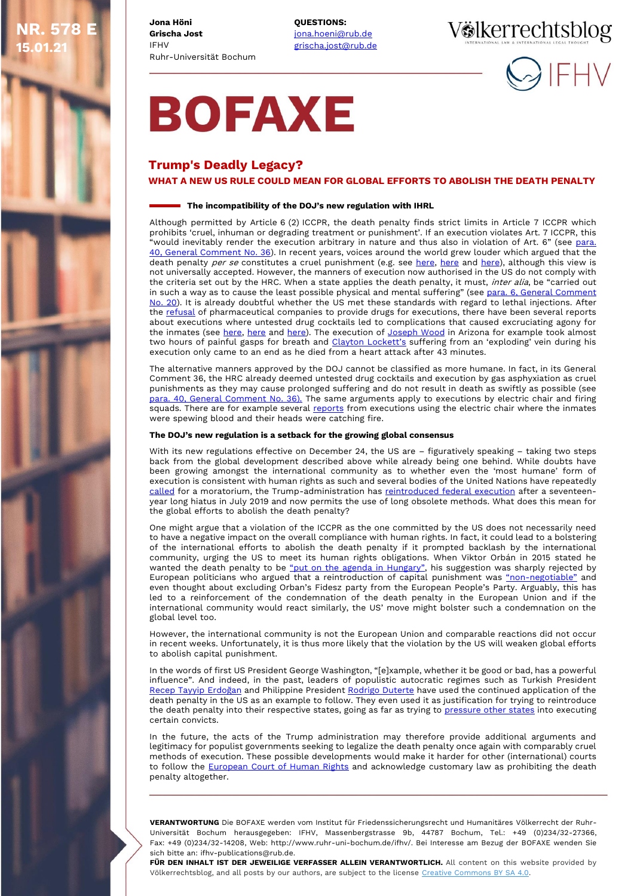Jona Höni
Grischa Jost
IFHV
Ruhr-Universität Bochum

QUESTIONS:
jona.hoeni@rub.de
grischa.jost@rub.de

# BOFAXE

## Trump's Deadly Legacy?

### WHAT A NEW US RULE COULD MEAN FOR GLOBAL EFFORTS TO ABOLISH THE DEATH PENALTY

#### The incompatibility of the DOJ's new regulation with IHRL

Although permitted by Article 6 (2) ICCPR, the death penalty finds strict limits in Article 7 ICCPR which prohibits 'cruel, inhuman or degrading treatment or punishment'. If an execution violates Art. 7 ICCPR, this "would inevitably render the execution arbitrary in nature and thus also in violation of Art. 6" (see para. 40, General Comment No. 36). In recent years, voices around the world grew louder which argued that the death penalty *per se* constitutes a cruel punishment (e.g. see here, here and here), although this view is not universally accepted. However, the manners of execution now authorised in the US do not comply with the criteria set out by the HRC. When a state applies the death penalty, it must, *inter alia*, be "carried out in such a way as to cause the least possible physical and mental suffering" (see para. 6, General Comment No. 20). It is already doubtful whether the US met these standards with regard to lethal injections. After the refusal of pharmaceutical companies to provide drugs for executions, there have been several reports about executions where untested drug cocktails led to complications that caused excruciating agony for the inmates (see here, here and here). The execution of Joseph Wood in Arizona for example took almost two hours of painful gasps for breath and Clayton Lockett's suffering from an 'exploding' vein during his execution only came to an end as he died from a heart attack after 43 minutes.

The alternative manners approved by the DOJ cannot be classified as more humane. In fact, in its General Comment 36, the HRC already deemed untested drug cocktails and execution by gas asphyxiation as cruel punishments as they may cause prolonged suffering and do not result in death as swiftly as possible (see para. 40, General Comment No. 36). The same arguments apply to executions by electric chair and firing squads. There are for example several reports from executions using the electric chair where the inmates were spewing blood and their heads were catching fire.

#### The DOJ's new regulation is a setback for the growing global consensus

With its new regulations effective on December 24, the US are – figuratively speaking – taking two steps back from the global development described above while already being one behind. While doubts have been growing amongst the international community as to whether even the 'most humane' form of execution is consistent with human rights as such and several bodies of the United Nations have repeatedly called for a moratorium, the Trump-administration has reintroduced federal execution after a seventeen-year long hiatus in July 2019 and now permits the use of long obsolete methods. What does this mean for the global efforts to abolish the death penalty?

One might argue that a violation of the ICCPR as the one committed by the US does not necessarily need to have a negative impact on the overall compliance with human rights. In fact, it could lead to a bolstering of the international efforts to abolish the death penalty if it prompted backlash by the international community, urging the US to meet its human rights obligations. When Viktor Orbán in 2015 stated he wanted the death penalty to be "put on the agenda in Hungary", his suggestion was sharply rejected by European politicians who argued that a reintroduction of capital punishment was "non-negotiable" and even thought about excluding Orban's Fidesz party from the European People's Party. Arguably, this has led to a reinforcement of the condemnation of the death penalty in the European Union and if the international community would react similarly, the US' move might bolster such a condemnation on the global level too.

However, the international community is not the European Union and comparable reactions did not occur in recent weeks. Unfortunately, it is thus more likely that the violation by the US will weaken global efforts to abolish capital punishment.

In the words of first US President George Washington, "[e]xample, whether it be good or bad, has a powerful influence". And indeed, in the past, leaders of populistic autocratic regimes such as Turkish President Recep Tayyip Erdoğan and Philippine President Rodrigo Duterte have used the continued application of the death penalty in the US as an example to follow. They even used it as justification for trying to reintroduce the death penalty into their respective states, going as far as trying to pressure other states into executing certain convicts.

In the future, the acts of the Trump administration may therefore provide additional arguments and legitimacy for populist governments seeking to legalize the death penalty once again with comparably cruel methods of execution. These possible developments would make it harder for other (international) courts to follow the European Court of Human Rights and acknowledge customary law as prohibiting the death penalty altogether.

**VERANTWORTUNG** Die BOFAXE werden vom Institut für Friedenssicherungsrecht und Humanitäres Völkerrecht der Ruhr-Universität Bochum herausgegeben: IFHV, Massenbergstrasse 9b, 44787 Bochum, Tel.: +49 (0)234/32-27366, Fax: +49 (0)234/32-14208, Web: http://www.ruhr-uni-bochum.de/ifhv/. Bei Interesse am Bezug der BOFAXE wenden Sie sich bitte an: ifhv-publications@rub.de.

**FÜR DEN INHALT IST DER JEWEILIGE VERFASSER ALLEIN VERANTWORTLICH.** All content on this website provided by Völkerrechtsblog, and all posts by our authors, are subject to the license Creative Commons BY SA 4.0.